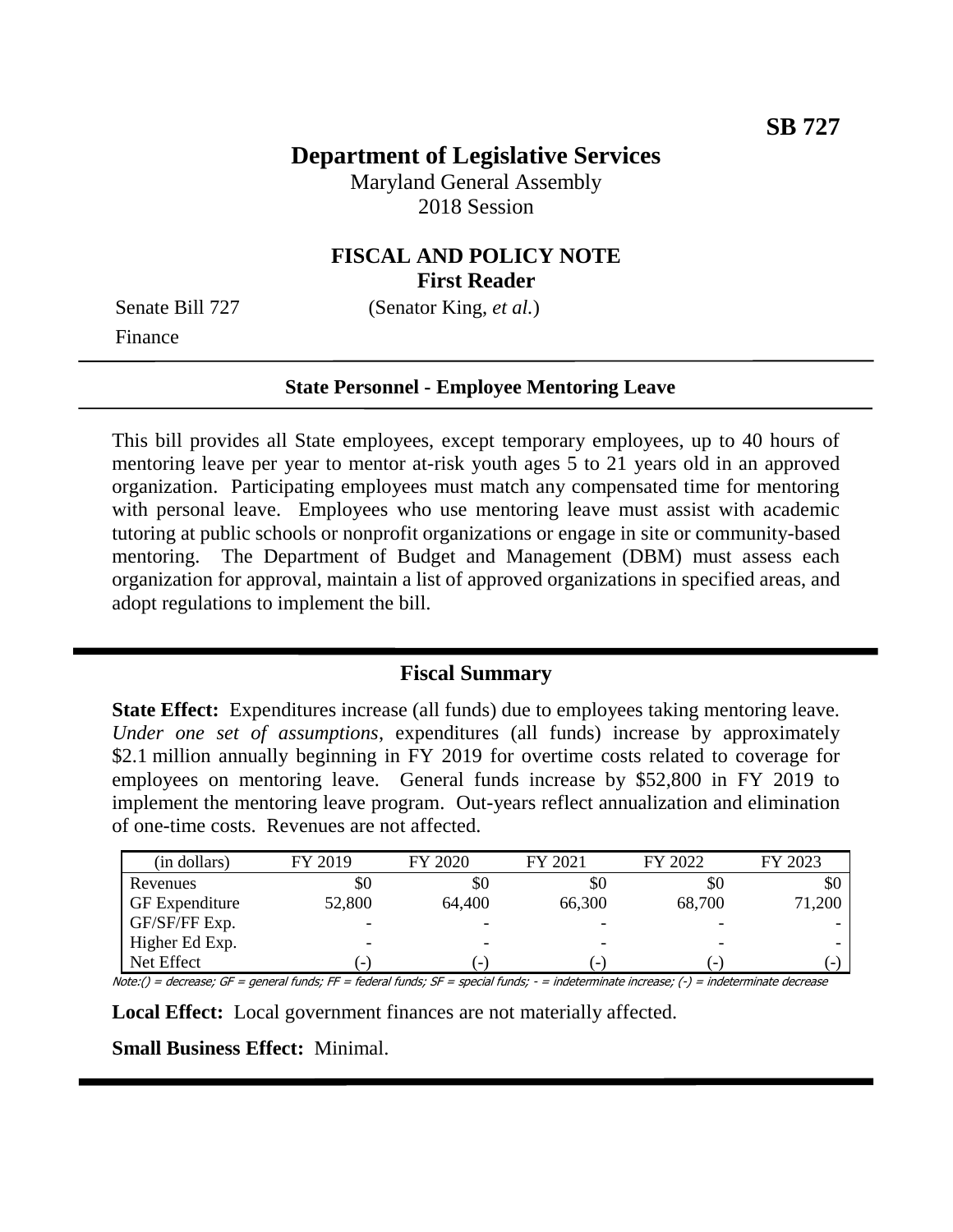**SB 727**

# Department of Legislative Services

Maryland General Assembly
2018 Session

## FISCAL AND POLICY NOTE
**First Reader**

Senate Bill 727 (Senator King, *et al.*)
Finance

### State Personnel - Employee Mentoring Leave

This bill provides all State employees, except temporary employees, up to 40 hours of mentoring leave per year to mentor at-risk youth ages 5 to 21 years old in an approved organization. Participating employees must match any compensated time for mentoring with personal leave. Employees who use mentoring leave must assist with academic tutoring at public schools or nonprofit organizations or engage in site or community-based mentoring. The Department of Budget and Management (DBM) must assess each organization for approval, maintain a list of approved organizations in specified areas, and adopt regulations to implement the bill.

### Fiscal Summary

**State Effect:** Expenditures increase (all funds) due to employees taking mentoring leave. *Under one set of assumptions*, expenditures (all funds) increase by approximately \$2.1 million annually beginning in FY 2019 for overtime costs related to coverage for employees on mentoring leave. General funds increase by \$52,800 in FY 2019 to implement the mentoring leave program. Out-years reflect annualization and elimination of one-time costs. Revenues are not affected.

| (in dollars) | FY 2019 | FY 2020 | FY 2021 | FY 2022 | FY 2023 |
|---|---|---|---|---|---|
| Revenues | \$0 | \$0 | \$0 | \$0 | \$0 |
| GF Expenditure | 52,800 | 64,400 | 66,300 | 68,700 | 71,200 |
| GF/SF/FF Exp. | - | - | - | - | - |
| Higher Ed Exp. | - | - | - | - | - |
| Net Effect | (-) | (-) | (-) | (-) | (-) |

Note:() = decrease; GF = general funds; FF = federal funds; SF = special funds; - = indeterminate increase; (-) = indeterminate decrease

**Local Effect:** Local government finances are not materially affected.

**Small Business Effect:** Minimal.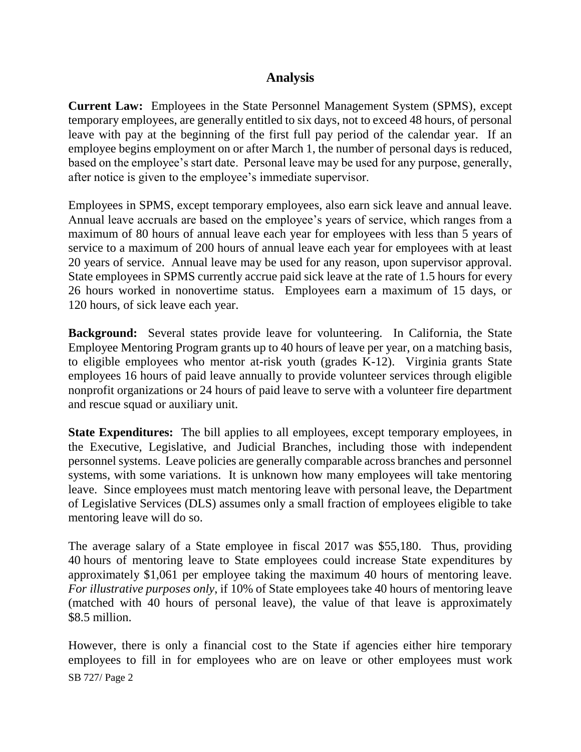## Analysis

**Current Law:** Employees in the State Personnel Management System (SPMS), except temporary employees, are generally entitled to six days, not to exceed 48 hours, of personal leave with pay at the beginning of the first full pay period of the calendar year. If an employee begins employment on or after March 1, the number of personal days is reduced, based on the employee's start date. Personal leave may be used for any purpose, generally, after notice is given to the employee's immediate supervisor.

Employees in SPMS, except temporary employees, also earn sick leave and annual leave. Annual leave accruals are based on the employee's years of service, which ranges from a maximum of 80 hours of annual leave each year for employees with less than 5 years of service to a maximum of 200 hours of annual leave each year for employees with at least 20 years of service. Annual leave may be used for any reason, upon supervisor approval. State employees in SPMS currently accrue paid sick leave at the rate of 1.5 hours for every 26 hours worked in nonovertime status. Employees earn a maximum of 15 days, or 120 hours, of sick leave each year.

**Background:** Several states provide leave for volunteering. In California, the State Employee Mentoring Program grants up to 40 hours of leave per year, on a matching basis, to eligible employees who mentor at-risk youth (grades K-12). Virginia grants State employees 16 hours of paid leave annually to provide volunteer services through eligible nonprofit organizations or 24 hours of paid leave to serve with a volunteer fire department and rescue squad or auxiliary unit.

**State Expenditures:** The bill applies to all employees, except temporary employees, in the Executive, Legislative, and Judicial Branches, including those with independent personnel systems. Leave policies are generally comparable across branches and personnel systems, with some variations. It is unknown how many employees will take mentoring leave. Since employees must match mentoring leave with personal leave, the Department of Legislative Services (DLS) assumes only a small fraction of employees eligible to take mentoring leave will do so.

The average salary of a State employee in fiscal 2017 was $55,180. Thus, providing 40 hours of mentoring leave to State employees could increase State expenditures by approximately $1,061 per employee taking the maximum 40 hours of mentoring leave. *For illustrative purposes only*, if 10% of State employees take 40 hours of mentoring leave (matched with 40 hours of personal leave), the value of that leave is approximately $8.5 million.

However, there is only a financial cost to the State if agencies either hire temporary employees to fill in for employees who are on leave or other employees must work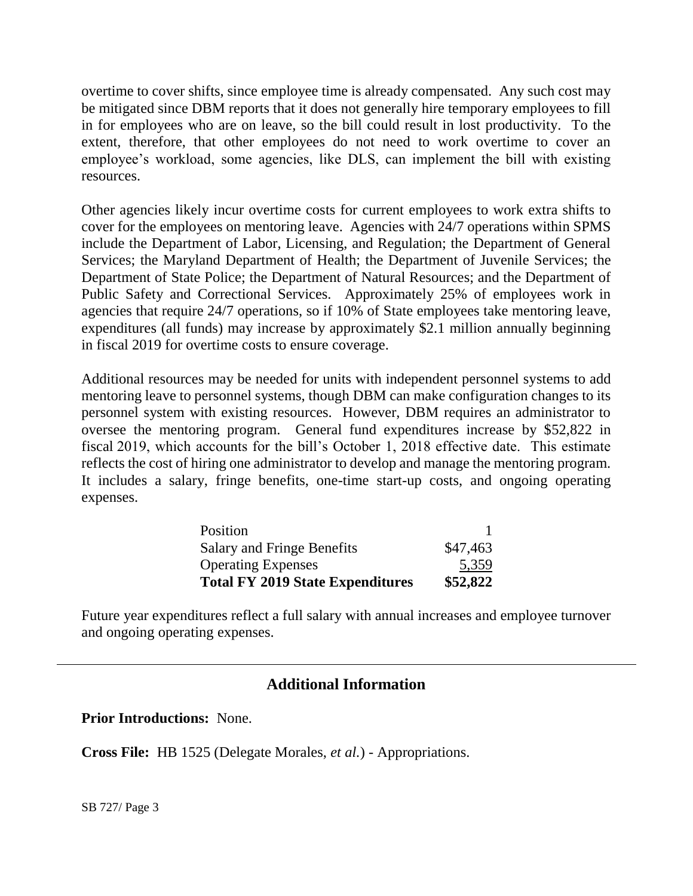overtime to cover shifts, since employee time is already compensated. Any such cost may be mitigated since DBM reports that it does not generally hire temporary employees to fill in for employees who are on leave, so the bill could result in lost productivity. To the extent, therefore, that other employees do not need to work overtime to cover an employee's workload, some agencies, like DLS, can implement the bill with existing resources.

Other agencies likely incur overtime costs for current employees to work extra shifts to cover for the employees on mentoring leave. Agencies with 24/7 operations within SPMS include the Department of Labor, Licensing, and Regulation; the Department of General Services; the Maryland Department of Health; the Department of Juvenile Services; the Department of State Police; the Department of Natural Resources; and the Department of Public Safety and Correctional Services. Approximately 25% of employees work in agencies that require 24/7 operations, so if 10% of State employees take mentoring leave, expenditures (all funds) may increase by approximately $2.1 million annually beginning in fiscal 2019 for overtime costs to ensure coverage.

Additional resources may be needed for units with independent personnel systems to add mentoring leave to personnel systems, though DBM can make configuration changes to its personnel system with existing resources. However, DBM requires an administrator to oversee the mentoring program. General fund expenditures increase by $52,822 in fiscal 2019, which accounts for the bill's October 1, 2018 effective date. This estimate reflects the cost of hiring one administrator to develop and manage the mentoring program. It includes a salary, fringe benefits, one-time start-up costs, and ongoing operating expenses.

| | |
|---|---|
| Position | 1 |
| Salary and Fringe Benefits | $47,463 |
| Operating Expenses | 5,359 |
| **Total FY 2019 State Expenditures** | **$52,822** |

Future year expenditures reflect a full salary with annual increases and employee turnover and ongoing operating expenses.

## Additional Information

**Prior Introductions:** None.

**Cross File:** HB 1525 (Delegate Morales, *et al.*) - Appropriations.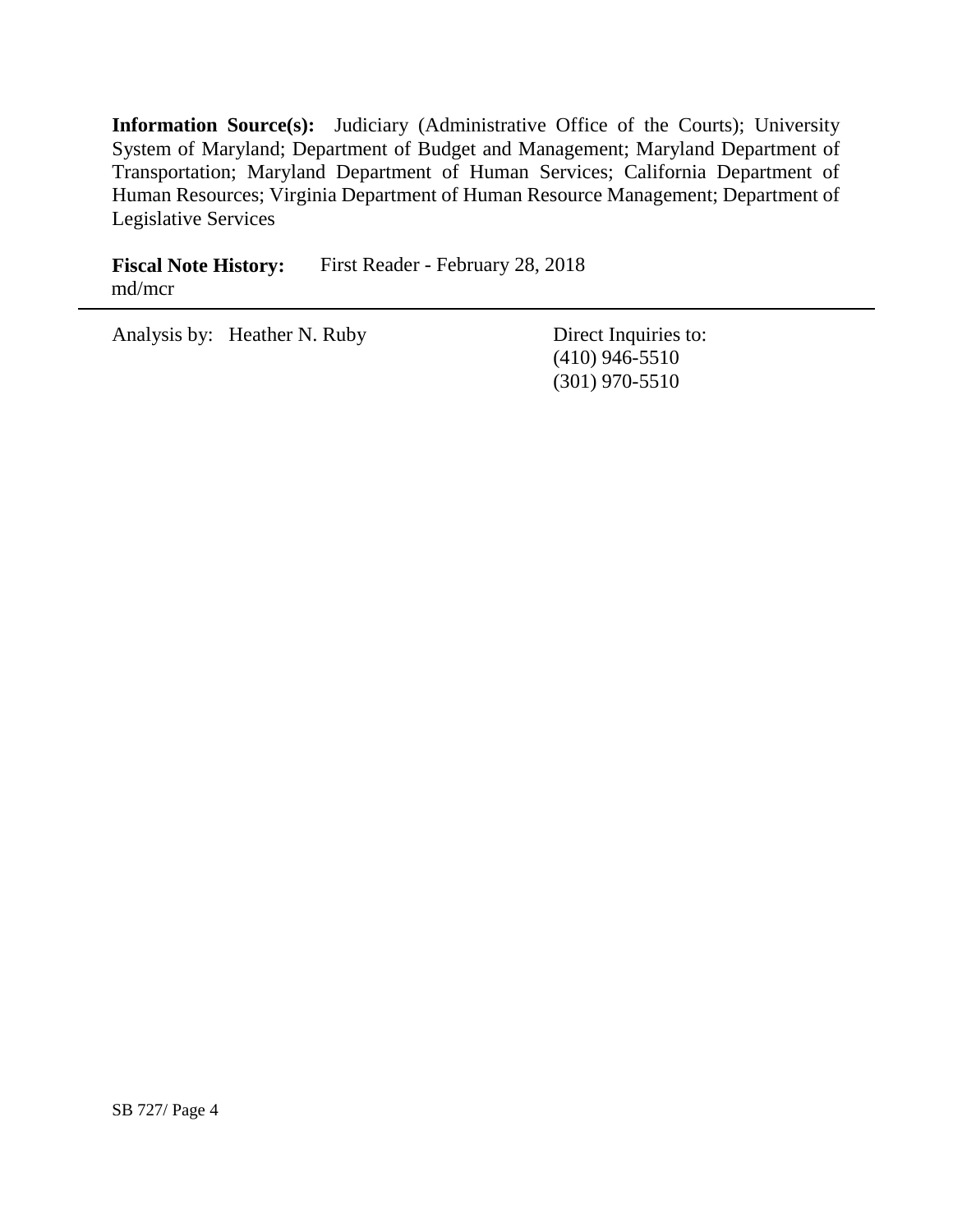**Information Source(s):** Judiciary (Administrative Office of the Courts); University System of Maryland; Department of Budget and Management; Maryland Department of Transportation; Maryland Department of Human Services; California Department of Human Resources; Virginia Department of Human Resource Management; Department of Legislative Services

**Fiscal Note History:** First Reader - February 28, 2018
md/mcr

---

Analysis by: Heather N. Ruby

Direct Inquiries to:
(410) 946-5510
(301) 970-5510